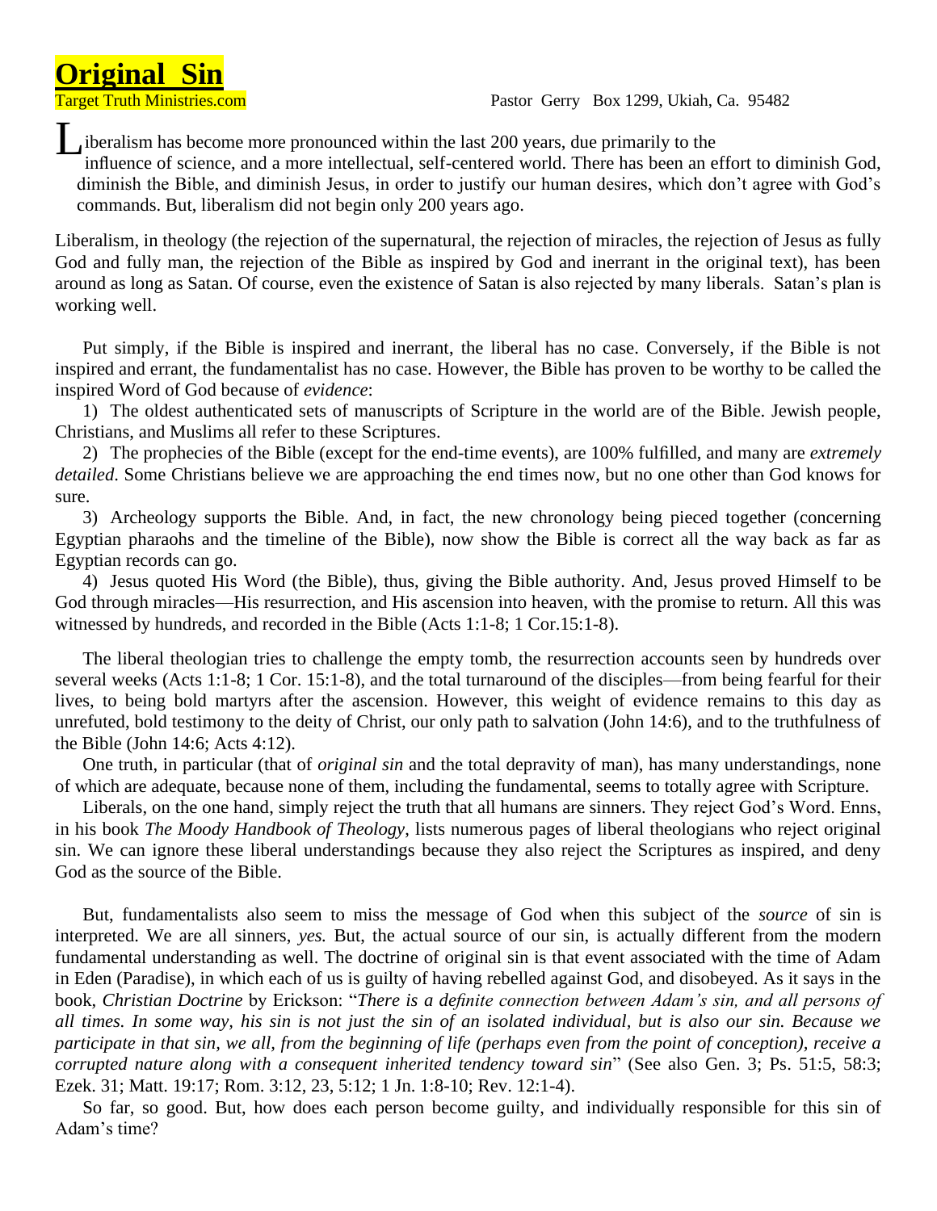# Original Sin

Target Truth Ministries.com Pastor Gerry Box 1299, Ukiah, Ca. 95482

Liberalism has become more pronounced within the last 200 years, due primarily to the influence of science, and a more intellectual, self-centered world. There has been an effort to diminish God, diminish the Bible, and diminish Jesus, in order to justify our human desires, which don't agree with God's commands. But, liberalism did not begin only 200 years ago.

Liberalism, in theology (the rejection of the supernatural, the rejection of miracles, the rejection of Jesus as fully God and fully man, the rejection of the Bible as inspired by God and inerrant in the original text), has been around as long as Satan. Of course, even the existence of Satan is also rejected by many liberals. Satan's plan is working well.

Put simply, if the Bible is inspired and inerrant, the liberal has no case. Conversely, if the Bible is not inspired and errant, the fundamentalist has no case. However, the Bible has proven to be worthy to be called the inspired Word of God because of *evidence*:

1) The oldest authenticated sets of manuscripts of Scripture in the world are of the Bible. Jewish people, Christians, and Muslims all refer to these Scriptures.

2) The prophecies of the Bible (except for the end-time events), are 100% fulfilled, and many are *extremely detailed*. Some Christians believe we are approaching the end times now, but no one other than God knows for sure.

3) Archeology supports the Bible. And, in fact, the new chronology being pieced together (concerning Egyptian pharaohs and the timeline of the Bible), now show the Bible is correct all the way back as far as Egyptian records can go.

4) Jesus quoted His Word (the Bible), thus, giving the Bible authority. And, Jesus proved Himself to be God through miracles—His resurrection, and His ascension into heaven, with the promise to return. All this was witnessed by hundreds, and recorded in the Bible (Acts 1:1-8; 1 Cor.15:1-8).

The liberal theologian tries to challenge the empty tomb, the resurrection accounts seen by hundreds over several weeks (Acts 1:1-8; 1 Cor. 15:1-8), and the total turnaround of the disciples—from being fearful for their lives, to being bold martyrs after the ascension. However, this weight of evidence remains to this day as unrefuted, bold testimony to the deity of Christ, our only path to salvation (John 14:6), and to the truthfulness of the Bible (John 14:6; Acts 4:12).

One truth, in particular (that of *original sin* and the total depravity of man), has many understandings, none of which are adequate, because none of them, including the fundamental, seems to totally agree with Scripture.

Liberals, on the one hand, simply reject the truth that all humans are sinners. They reject God's Word. Enns, in his book *The Moody Handbook of Theology*, lists numerous pages of liberal theologians who reject original sin. We can ignore these liberal understandings because they also reject the Scriptures as inspired, and deny God as the source of the Bible.

But, fundamentalists also seem to miss the message of God when this subject of the *source* of sin is interpreted. We are all sinners, *yes.* But, the actual source of our sin, is actually different from the modern fundamental understanding as well. The doctrine of original sin is that event associated with the time of Adam in Eden (Paradise), in which each of us is guilty of having rebelled against God, and disobeyed. As it says in the book, *Christian Doctrine* by Erickson: "*There is a definite connection between Adam's sin, and all persons of all times. In some way, his sin is not just the sin of an isolated individual, but is also our sin. Because we participate in that sin, we all, from the beginning of life (perhaps even from the point of conception), receive a corrupted nature along with a consequent inherited tendency toward sin*" (See also Gen. 3; Ps. 51:5, 58:3; Ezek. 31; Matt. 19:17; Rom. 3:12, 23, 5:12; 1 Jn. 1:8-10; Rev. 12:1-4).

So far, so good. But, how does each person become guilty, and individually responsible for this sin of Adam's time?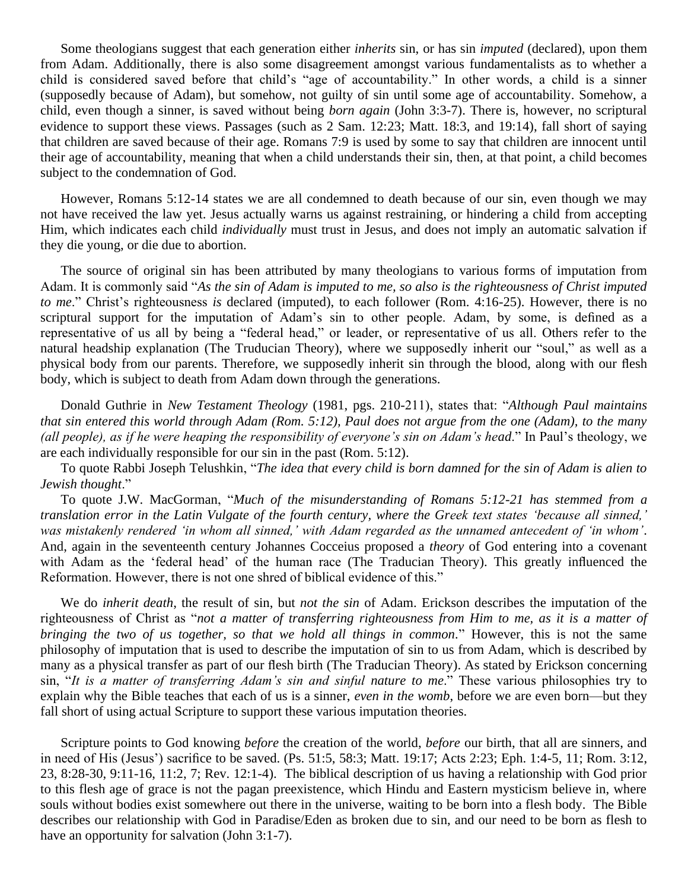Some theologians suggest that each generation either *inherits* sin, or has sin *imputed* (declared), upon them from Adam. Additionally, there is also some disagreement amongst various fundamentalists as to whether a child is considered saved before that child's "age of accountability." In other words, a child is a sinner (supposedly because of Adam), but somehow, not guilty of sin until some age of accountability. Somehow, a child, even though a sinner, is saved without being *born again* (John 3:3-7). There is, however, no scriptural evidence to support these views. Passages (such as 2 Sam. 12:23; Matt. 18:3, and 19:14), fall short of saying that children are saved because of their age. Romans 7:9 is used by some to say that children are innocent until their age of accountability, meaning that when a child understands their sin, then, at that point, a child becomes subject to the condemnation of God.

However, Romans 5:12-14 states we are all condemned to death because of our sin, even though we may not have received the law yet. Jesus actually warns us against restraining, or hindering a child from accepting Him, which indicates each child *individually* must trust in Jesus, and does not imply an automatic salvation if they die young, or die due to abortion.

The source of original sin has been attributed by many theologians to various forms of imputation from Adam. It is commonly said "*As the sin of Adam is imputed to me, so also is the righteousness of Christ imputed to me*." Christ's righteousness *is* declared (imputed), to each follower (Rom. 4:16-25). However, there is no scriptural support for the imputation of Adam's sin to other people. Adam, by some, is defined as a representative of us all by being a "federal head," or leader, or representative of us all. Others refer to the natural headship explanation (The Truducian Theory), where we supposedly inherit our "soul," as well as a physical body from our parents. Therefore, we supposedly inherit sin through the blood, along with our flesh body, which is subject to death from Adam down through the generations.

Donald Guthrie in *New Testament Theology* (1981, pgs. 210-211), states that: "*Although Paul maintains that sin entered this world through Adam (Rom. 5:12), Paul does not argue from the one (Adam), to the many (all people), as if he were heaping the responsibility of everyone's sin on Adam's head*." In Paul's theology, we are each individually responsible for our sin in the past (Rom. 5:12).

To quote Rabbi Joseph Telushkin, "*The idea that every child is born damned for the sin of Adam is alien to Jewish thought*."

To quote J.W. MacGorman, "*Much of the misunderstanding of Romans 5:12-21 has stemmed from a translation error in the Latin Vulgate of the fourth century, where the Greek text states 'because all sinned,' was mistakenly rendered 'in whom all sinned,' with Adam regarded as the unnamed antecedent of 'in whom'*. And, again in the seventeenth century Johannes Cocceius proposed a *theory* of God entering into a covenant with Adam as the 'federal head' of the human race (The Traducian Theory). This greatly influenced the Reformation. However, there is not one shred of biblical evidence of this."

We do *inherit death*, the result of sin, but *not the sin* of Adam. Erickson describes the imputation of the righteousness of Christ as "*not a matter of transferring righteousness from Him to me, as it is a matter of bringing the two of us together, so that we hold all things in common*." However, this is not the same philosophy of imputation that is used to describe the imputation of sin to us from Adam, which is described by many as a physical transfer as part of our flesh birth (The Traducian Theory). As stated by Erickson concerning sin, "*It is a matter of transferring Adam's sin and sinful nature to me*." These various philosophies try to explain why the Bible teaches that each of us is a sinner, *even in the womb*, before we are even born—but they fall short of using actual Scripture to support these various imputation theories.

Scripture points to God knowing *before* the creation of the world, *before* our birth, that all are sinners, and in need of His (Jesus') sacrifice to be saved. (Ps. 51:5, 58:3; Matt. 19:17; Acts 2:23; Eph. 1:4-5, 11; Rom. 3:12, 23, 8:28-30, 9:11-16, 11:2, 7; Rev. 12:1-4). The biblical description of us having a relationship with God prior to this flesh age of grace is not the pagan preexistence, which Hindu and Eastern mysticism believe in, where souls without bodies exist somewhere out there in the universe, waiting to be born into a flesh body. The Bible describes our relationship with God in Paradise/Eden as broken due to sin, and our need to be born as flesh to have an opportunity for salvation (John 3:1-7).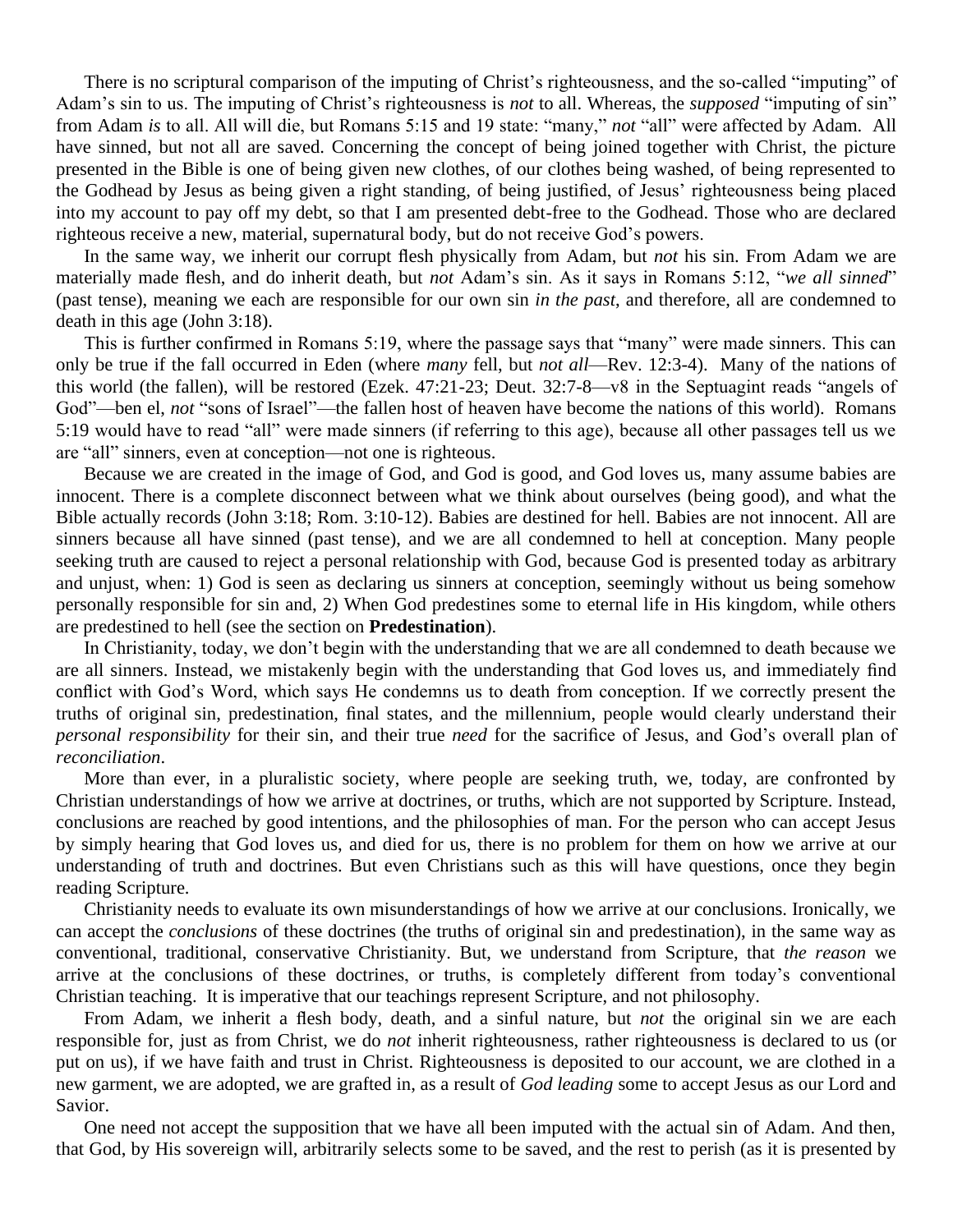There is no scriptural comparison of the imputing of Christ's righteousness, and the so-called "imputing" of Adam's sin to us. The imputing of Christ's righteousness is *not* to all. Whereas, the *supposed* "imputing of sin" from Adam *is* to all. All will die, but Romans 5:15 and 19 state: "many," *not* "all" were affected by Adam. All have sinned, but not all are saved. Concerning the concept of being joined together with Christ, the picture presented in the Bible is one of being given new clothes, of our clothes being washed, of being represented to the Godhead by Jesus as being given a right standing, of being justified, of Jesus' righteousness being placed into my account to pay off my debt, so that I am presented debt-free to the Godhead. Those who are declared righteous receive a new, material, supernatural body, but do not receive God's powers.

In the same way, we inherit our corrupt flesh physically from Adam, but *not* his sin. From Adam we are materially made flesh, and do inherit death, but *not* Adam's sin. As it says in Romans 5:12, "*we all sinned*" (past tense), meaning we each are responsible for our own sin *in the past*, and therefore, all are condemned to death in this age (John 3:18).

This is further confirmed in Romans 5:19, where the passage says that "many" were made sinners. This can only be true if the fall occurred in Eden (where *many* fell, but *not all*—Rev. 12:3-4). Many of the nations of this world (the fallen), will be restored (Ezek. 47:21-23; Deut. 32:7-8—v8 in the Septuagint reads "angels of God"—ben el, *not* "sons of Israel"—the fallen host of heaven have become the nations of this world). Romans 5:19 would have to read "all" were made sinners (if referring to this age), because all other passages tell us we are "all" sinners, even at conception—not one is righteous.

Because we are created in the image of God, and God is good, and God loves us, many assume babies are innocent. There is a complete disconnect between what we think about ourselves (being good), and what the Bible actually records (John 3:18; Rom. 3:10-12). Babies are destined for hell. Babies are not innocent. All are sinners because all have sinned (past tense), and we are all condemned to hell at conception. Many people seeking truth are caused to reject a personal relationship with God, because God is presented today as arbitrary and unjust, when: 1) God is seen as declaring us sinners at conception, seemingly without us being somehow personally responsible for sin and, 2) When God predestines some to eternal life in His kingdom, while others are predestined to hell (see the section on **Predestination**).

In Christianity, today, we don't begin with the understanding that we are all condemned to death because we are all sinners. Instead, we mistakenly begin with the understanding that God loves us, and immediately find conflict with God's Word, which says He condemns us to death from conception. If we correctly present the truths of original sin, predestination, final states, and the millennium, people would clearly understand their *personal responsibility* for their sin, and their true *need* for the sacrifice of Jesus, and God's overall plan of *reconciliation*.

More than ever, in a pluralistic society, where people are seeking truth, we, today, are confronted by Christian understandings of how we arrive at doctrines, or truths, which are not supported by Scripture. Instead, conclusions are reached by good intentions, and the philosophies of man. For the person who can accept Jesus by simply hearing that God loves us, and died for us, there is no problem for them on how we arrive at our understanding of truth and doctrines. But even Christians such as this will have questions, once they begin reading Scripture.

Christianity needs to evaluate its own misunderstandings of how we arrive at our conclusions. Ironically, we can accept the *conclusions* of these doctrines (the truths of original sin and predestination), in the same way as conventional, traditional, conservative Christianity. But, we understand from Scripture, that *the reason* we arrive at the conclusions of these doctrines, or truths, is completely different from today's conventional Christian teaching. It is imperative that our teachings represent Scripture, and not philosophy.

From Adam, we inherit a flesh body, death, and a sinful nature, but *not* the original sin we are each responsible for, just as from Christ, we do *not* inherit righteousness, rather righteousness is declared to us (or put on us), if we have faith and trust in Christ. Righteousness is deposited to our account, we are clothed in a new garment, we are adopted, we are grafted in, as a result of *God leading* some to accept Jesus as our Lord and Savior.

One need not accept the supposition that we have all been imputed with the actual sin of Adam. And then, that God, by His sovereign will, arbitrarily selects some to be saved, and the rest to perish (as it is presented by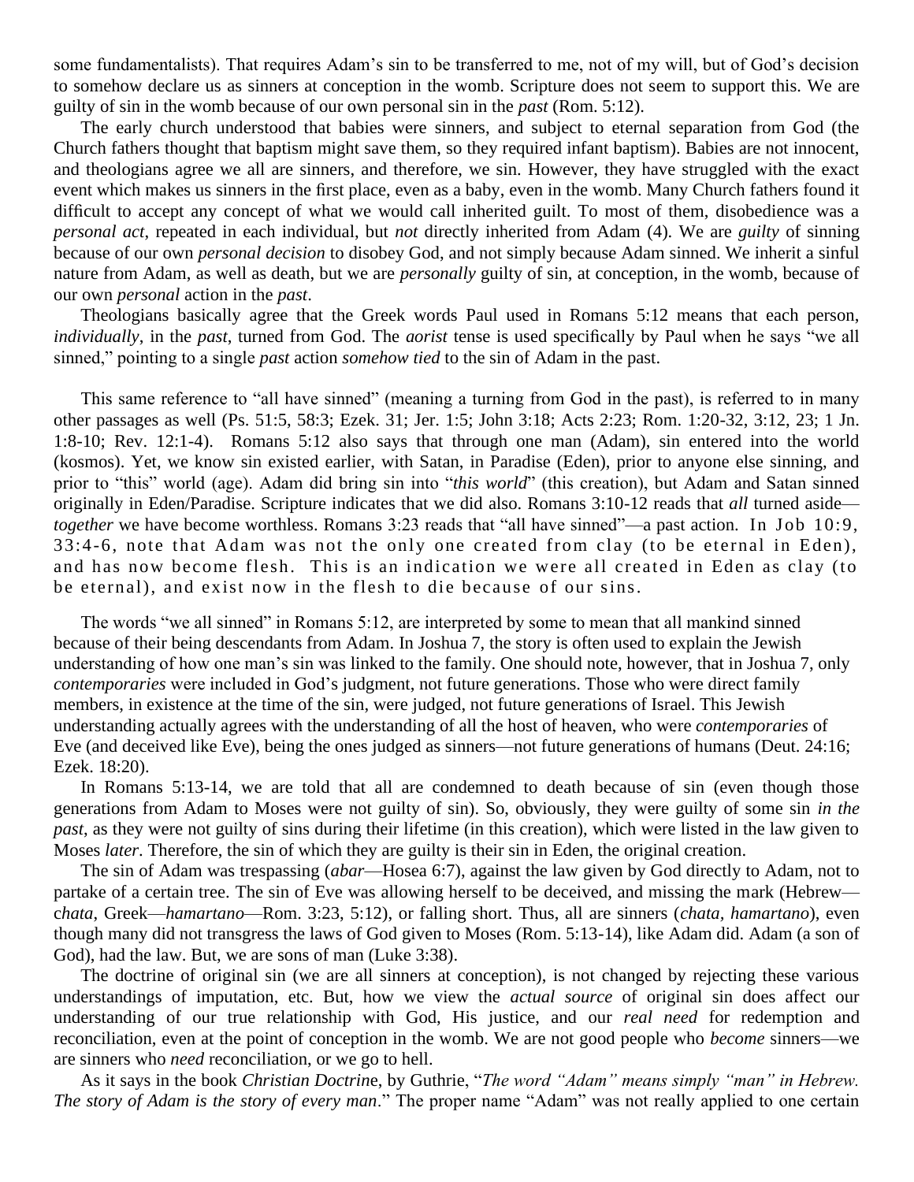some fundamentalists). That requires Adam's sin to be transferred to me, not of my will, but of God's decision to somehow declare us as sinners at conception in the womb. Scripture does not seem to support this. We are guilty of sin in the womb because of our own personal sin in the *past* (Rom. 5:12).

The early church understood that babies were sinners, and subject to eternal separation from God (the Church fathers thought that baptism might save them, so they required infant baptism). Babies are not innocent, and theologians agree we all are sinners, and therefore, we sin. However, they have struggled with the exact event which makes us sinners in the first place, even as a baby, even in the womb. Many Church fathers found it difficult to accept any concept of what we would call inherited guilt. To most of them, disobedience was a *personal act*, repeated in each individual, but *not* directly inherited from Adam (4). We are *guilty* of sinning because of our own *personal decision* to disobey God, and not simply because Adam sinned. We inherit a sinful nature from Adam, as well as death, but we are *personally* guilty of sin, at conception, in the womb, because of our own *personal* action in the *past*.

Theologians basically agree that the Greek words Paul used in Romans 5:12 means that each person, *individually*, in the *past*, turned from God. The *aorist* tense is used specifically by Paul when he says "we all sinned," pointing to a single *past* action *somehow tied* to the sin of Adam in the past.

This same reference to "all have sinned" (meaning a turning from God in the past), is referred to in many other passages as well (Ps. 51:5, 58:3; Ezek. 31; Jer. 1:5; John 3:18; Acts 2:23; Rom. 1:20-32, 3:12, 23; 1 Jn. 1:8-10; Rev. 12:1-4). Romans 5:12 also says that through one man (Adam), sin entered into the world (kosmos). Yet, we know sin existed earlier, with Satan, in Paradise (Eden), prior to anyone else sinning, and prior to "this" world (age). Adam did bring sin into "*this world*" (this creation), but Adam and Satan sinned originally in Eden/Paradise. Scripture indicates that we did also. Romans 3:10-12 reads that *all* turned aside—*together* we have become worthless. Romans 3:23 reads that "all have sinned"—a past action. In Job 10:9, 33:4-6, note that Adam was not the only one created from clay (to be eternal in Eden), and has now become flesh. This is an indication we were all created in Eden as clay (to be eternal), and exist now in the flesh to die because of our sins.

The words "we all sinned" in Romans 5:12, are interpreted by some to mean that all mankind sinned because of their being descendants from Adam. In Joshua 7, the story is often used to explain the Jewish understanding of how one man's sin was linked to the family. One should note, however, that in Joshua 7, only *contemporaries* were included in God's judgment, not future generations. Those who were direct family members, in existence at the time of the sin, were judged, not future generations of Israel. This Jewish understanding actually agrees with the understanding of all the host of heaven, who were *contemporaries* of Eve (and deceived like Eve), being the ones judged as sinners—not future generations of humans (Deut. 24:16; Ezek. 18:20).

In Romans 5:13-14, we are told that all are condemned to death because of sin (even though those generations from Adam to Moses were not guilty of sin). So, obviously, they were guilty of some sin *in the past*, as they were not guilty of sins during their lifetime (in this creation), which were listed in the law given to Moses *later*. Therefore, the sin of which they are guilty is their sin in Eden, the original creation.

The sin of Adam was trespassing (*abar*—Hosea 6:7), against the law given by God directly to Adam, not to partake of a certain tree. The sin of Eve was allowing herself to be deceived, and missing the mark (Hebrew—*chata*, Greek—*hamartano*—Rom. 3:23, 5:12), or falling short. Thus, all are sinners (*chata*, *hamartano*), even though many did not transgress the laws of God given to Moses (Rom. 5:13-14), like Adam did. Adam (a son of God), had the law. But, we are sons of man (Luke 3:38).

The doctrine of original sin (we are all sinners at conception), is not changed by rejecting these various understandings of imputation, etc. But, how we view the *actual source* of original sin does affect our understanding of our true relationship with God, His justice, and our *real need* for redemption and reconciliation, even at the point of conception in the womb. We are not good people who *become* sinners—we are sinners who *need* reconciliation, or we go to hell.

As it says in the book *Christian Doctrine*, by Guthrie, "*The word "Adam" means simply "man" in Hebrew. The story of Adam is the story of every man*." The proper name "Adam" was not really applied to one certain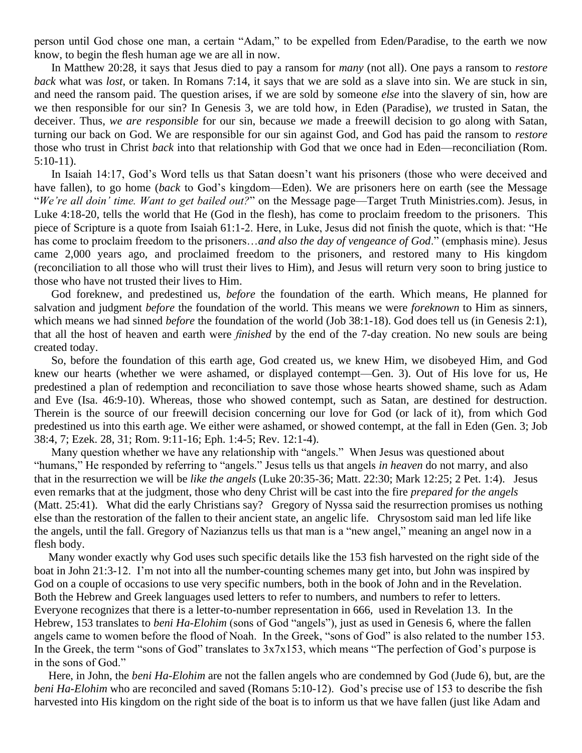person until God chose one man, a certain "Adam," to be expelled from Eden/Paradise, to the earth we now know, to begin the flesh human age we are all in now.

In Matthew 20:28, it says that Jesus died to pay a ransom for *many* (not all). One pays a ransom to *restore back* what was *lost*, or taken. In Romans 7:14, it says that we are sold as a slave into sin. We are stuck in sin, and need the ransom paid. The question arises, if we are sold by someone *else* into the slavery of sin, how are we then responsible for our sin? In Genesis 3, we are told how, in Eden (Paradise), *we* trusted in Satan, the deceiver. Thus, *we are responsible* for our sin, because *we* made a freewill decision to go along with Satan, turning our back on God. We are responsible for our sin against God, and God has paid the ransom to *restore* those who trust in Christ *back* into that relationship with God that we once had in Eden—reconciliation (Rom. 5:10-11).

In Isaiah 14:17, God's Word tells us that Satan doesn't want his prisoners (those who were deceived and have fallen), to go home (*back* to God's kingdom—Eden). We are prisoners here on earth (see the Message "*We're all doin' time. Want to get bailed out?*" on the Message page—Target Truth Ministries.com). Jesus, in Luke 4:18-20, tells the world that He (God in the flesh), has come to proclaim freedom to the prisoners. This piece of Scripture is a quote from Isaiah 61:1-2. Here, in Luke, Jesus did not finish the quote, which is that: "He has come to proclaim freedom to the prisoners…*and also the day of vengeance of God*." (emphasis mine). Jesus came 2,000 years ago, and proclaimed freedom to the prisoners, and restored many to His kingdom (reconciliation to all those who will trust their lives to Him), and Jesus will return very soon to bring justice to those who have not trusted their lives to Him.

God foreknew, and predestined us, *before* the foundation of the earth. Which means, He planned for salvation and judgment *before* the foundation of the world. This means we were *foreknown* to Him as sinners, which means we had sinned *before* the foundation of the world (Job 38:1-18). God does tell us (in Genesis 2:1), that all the host of heaven and earth were *finished* by the end of the 7-day creation. No new souls are being created today.

So, before the foundation of this earth age, God created us, we knew Him, we disobeyed Him, and God knew our hearts (whether we were ashamed, or displayed contempt—Gen. 3). Out of His love for us, He predestined a plan of redemption and reconciliation to save those whose hearts showed shame, such as Adam and Eve (Isa. 46:9-10). Whereas, those who showed contempt, such as Satan, are destined for destruction. Therein is the source of our freewill decision concerning our love for God (or lack of it), from which God predestined us into this earth age. We either were ashamed, or showed contempt, at the fall in Eden (Gen. 3; Job 38:4, 7; Ezek. 28, 31; Rom. 9:11-16; Eph. 1:4-5; Rev. 12:1-4).

Many question whether we have any relationship with "angels." When Jesus was questioned about "humans," He responded by referring to "angels." Jesus tells us that angels *in heaven* do not marry, and also that in the resurrection we will be *like the angels* (Luke 20:35-36; Matt. 22:30; Mark 12:25; 2 Pet. 1:4). Jesus even remarks that at the judgment, those who deny Christ will be cast into the fire *prepared for the angels* (Matt. 25:41). What did the early Christians say? Gregory of Nyssa said the resurrection promises us nothing else than the restoration of the fallen to their ancient state, an angelic life. Chrysostom said man led life like the angels, until the fall. Gregory of Nazianzus tells us that man is a "new angel," meaning an angel now in a flesh body.

Many wonder exactly why God uses such specific details like the 153 fish harvested on the right side of the boat in John 21:3-12. I'm not into all the number-counting schemes many get into, but John was inspired by God on a couple of occasions to use very specific numbers, both in the book of John and in the Revelation. Both the Hebrew and Greek languages used letters to refer to numbers, and numbers to refer to letters. Everyone recognizes that there is a letter-to-number representation in 666, used in Revelation 13. In the Hebrew, 153 translates to *beni Ha-Elohim* (sons of God "angels"), just as used in Genesis 6, where the fallen angels came to women before the flood of Noah. In the Greek, "sons of God" is also related to the number 153. In the Greek, the term "sons of God" translates to 3x7x153, which means "The perfection of God's purpose is in the sons of God."

Here, in John, the *beni Ha-Elohim* are not the fallen angels who are condemned by God (Jude 6), but, are the *beni Ha-Elohim* who are reconciled and saved (Romans 5:10-12). God's precise use of 153 to describe the fish harvested into His kingdom on the right side of the boat is to inform us that we have fallen (just like Adam and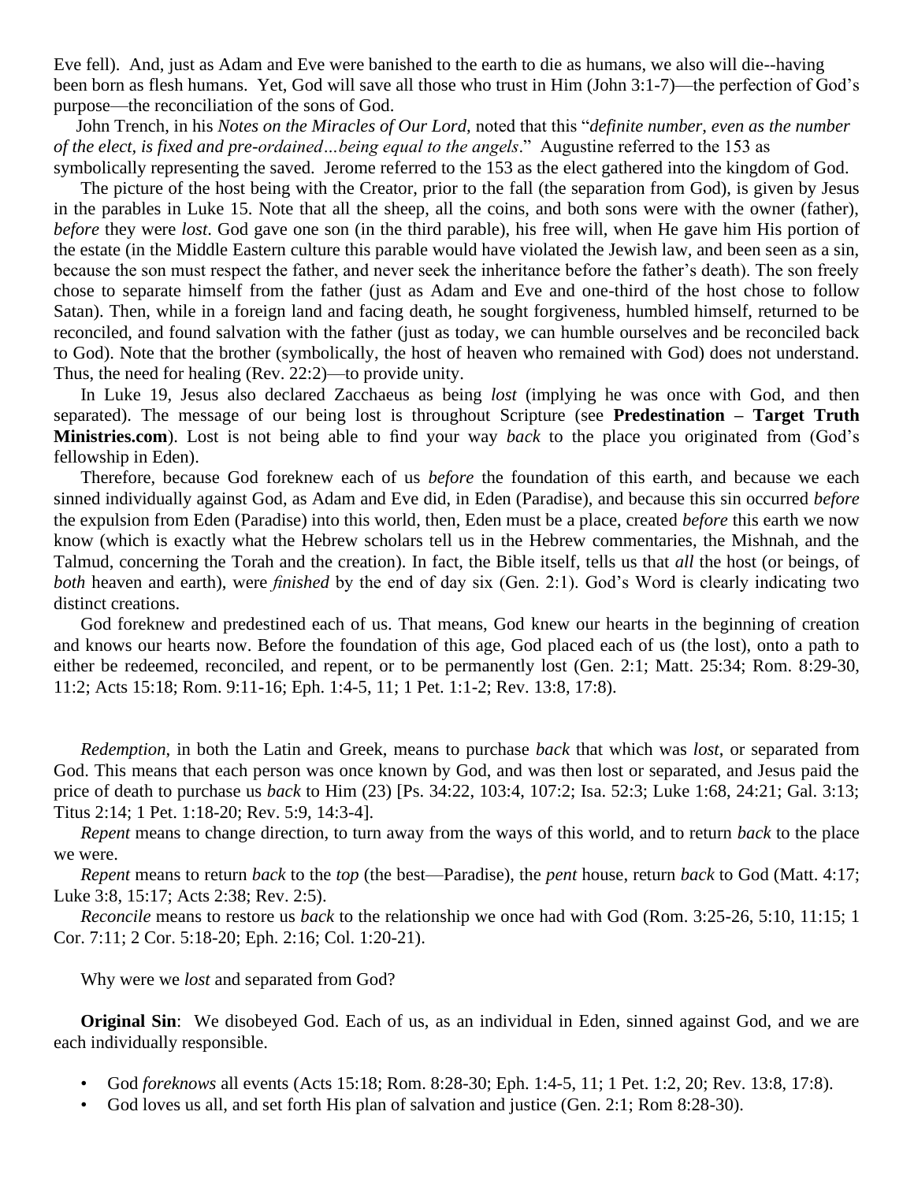Eve fell). And, just as Adam and Eve were banished to the earth to die as humans, we also will die--having been born as flesh humans. Yet, God will save all those who trust in Him (John 3:1-7)—the perfection of God's purpose—the reconciliation of the sons of God.

John Trench, in his *Notes on the Miracles of Our Lord,* noted that this "*definite number, even as the number of the elect, is fixed and pre-ordained…being equal to the angels*." Augustine referred to the 153 as symbolically representing the saved. Jerome referred to the 153 as the elect gathered into the kingdom of God.

The picture of the host being with the Creator, prior to the fall (the separation from God), is given by Jesus in the parables in Luke 15. Note that all the sheep, all the coins, and both sons were with the owner (father), *before* they were *lost*. God gave one son (in the third parable), his free will, when He gave him His portion of the estate (in the Middle Eastern culture this parable would have violated the Jewish law, and been seen as a sin, because the son must respect the father, and never seek the inheritance before the father's death). The son freely chose to separate himself from the father (just as Adam and Eve and one-third of the host chose to follow Satan). Then, while in a foreign land and facing death, he sought forgiveness, humbled himself, returned to be reconciled, and found salvation with the father (just as today, we can humble ourselves and be reconciled back to God). Note that the brother (symbolically, the host of heaven who remained with God) does not understand. Thus, the need for healing (Rev. 22:2)—to provide unity.

In Luke 19, Jesus also declared Zacchaeus as being *lost* (implying he was once with God, and then separated). The message of our being lost is throughout Scripture (see **Predestination – Target Truth Ministries.com**). Lost is not being able to find your way *back* to the place you originated from (God's fellowship in Eden).

Therefore, because God foreknew each of us *before* the foundation of this earth, and because we each sinned individually against God, as Adam and Eve did, in Eden (Paradise), and because this sin occurred *before* the expulsion from Eden (Paradise) into this world, then, Eden must be a place, created *before* this earth we now know (which is exactly what the Hebrew scholars tell us in the Hebrew commentaries, the Mishnah, and the Talmud, concerning the Torah and the creation). In fact, the Bible itself, tells us that *all* the host (or beings, of *both* heaven and earth), were *finished* by the end of day six (Gen. 2:1). God's Word is clearly indicating two distinct creations.

God foreknew and predestined each of us. That means, God knew our hearts in the beginning of creation and knows our hearts now. Before the foundation of this age, God placed each of us (the lost), onto a path to either be redeemed, reconciled, and repent, or to be permanently lost (Gen. 2:1; Matt. 25:34; Rom. 8:29-30, 11:2; Acts 15:18; Rom. 9:11-16; Eph. 1:4-5, 11; 1 Pet. 1:1-2; Rev. 13:8, 17:8).

*Redemption*, in both the Latin and Greek, means to purchase *back* that which was *lost*, or separated from God. This means that each person was once known by God, and was then lost or separated, and Jesus paid the price of death to purchase us *back* to Him (23) [Ps. 34:22, 103:4, 107:2; Isa. 52:3; Luke 1:68, 24:21; Gal. 3:13; Titus 2:14; 1 Pet. 1:18-20; Rev. 5:9, 14:3-4].

*Repent* means to change direction, to turn away from the ways of this world, and to return *back* to the place we were.

*Repent* means to return *back* to the *top* (the best—Paradise), the *pent* house, return *back* to God (Matt. 4:17; Luke 3:8, 15:17; Acts 2:38; Rev. 2:5).

*Reconcile* means to restore us *back* to the relationship we once had with God (Rom. 3:25-26, 5:10, 11:15; 1 Cor. 7:11; 2 Cor. 5:18-20; Eph. 2:16; Col. 1:20-21).

Why were we *lost* and separated from God?

**Original Sin**: We disobeyed God. Each of us, as an individual in Eden, sinned against God, and we are each individually responsible.

- God *foreknows* all events (Acts 15:18; Rom. 8:28-30; Eph. 1:4-5, 11; 1 Pet. 1:2, 20; Rev. 13:8, 17:8).
- God loves us all, and set forth His plan of salvation and justice (Gen. 2:1; Rom 8:28-30).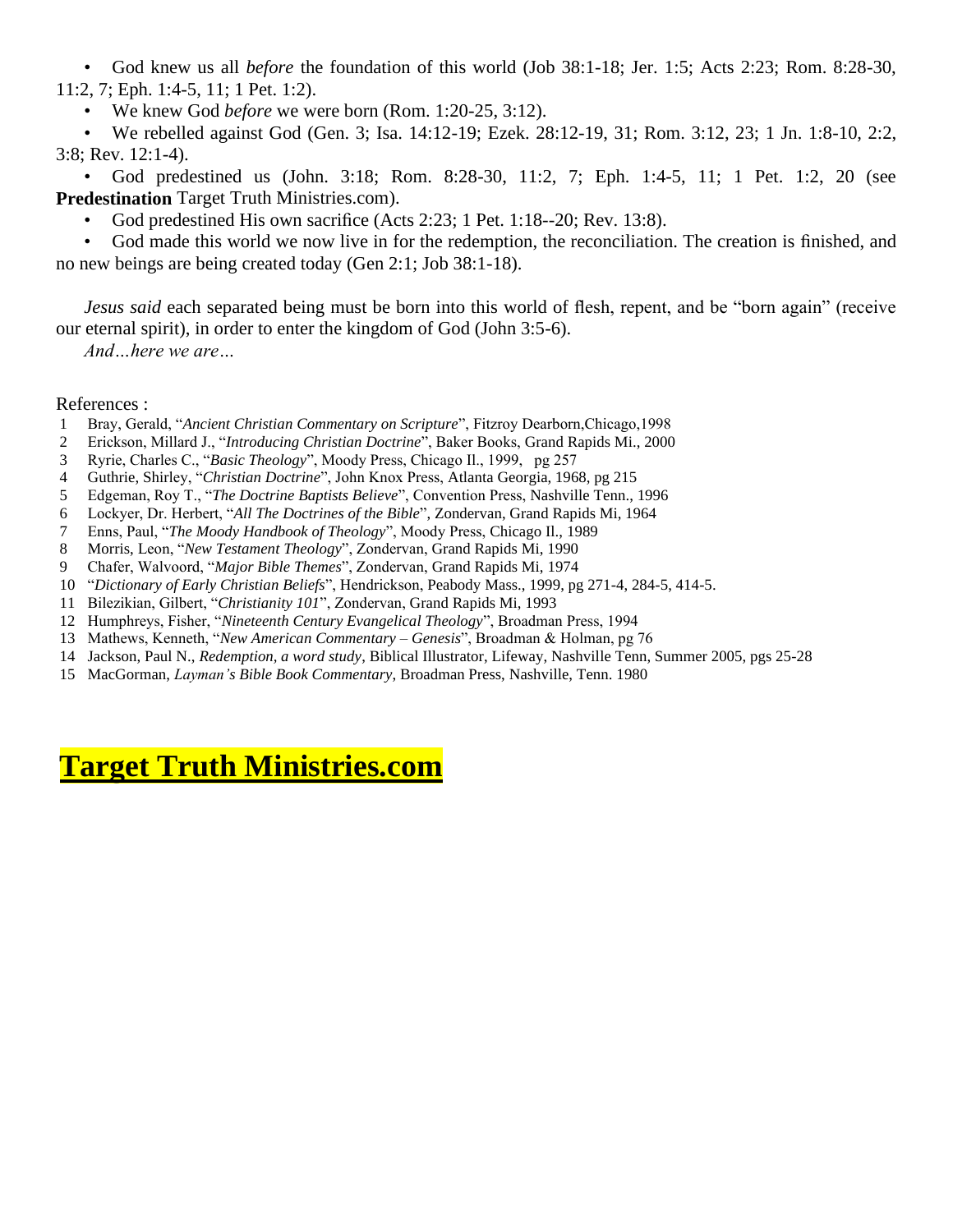- God knew us all *before* the foundation of this world (Job 38:1-18; Jer. 1:5; Acts 2:23; Rom. 8:28-30, 11:2, 7; Eph. 1:4-5, 11; 1 Pet. 1:2).
- We knew God *before* we were born (Rom. 1:20-25, 3:12).
- We rebelled against God (Gen. 3; Isa. 14:12-19; Ezek. 28:12-19, 31; Rom. 3:12, 23; 1 Jn. 1:8-10, 2:2, 3:8; Rev. 12:1-4).
- God predestined us (John. 3:18; Rom. 8:28-30, 11:2, 7; Eph. 1:4-5, 11; 1 Pet. 1:2, 20 (see **Predestination** Target Truth Ministries.com).
- God predestined His own sacrifice (Acts 2:23; 1 Pet. 1:18--20; Rev. 13:8).
- God made this world we now live in for the redemption, the reconciliation. The creation is finished, and no new beings are being created today (Gen 2:1; Job 38:1-18).

*Jesus said* each separated being must be born into this world of flesh, repent, and be "born again" (receive our eternal spirit), in order to enter the kingdom of God (John 3:5-6).

*And…here we are…*

References :

1. Bray, Gerald, "*Ancient Christian Commentary on Scripture*", Fitzroy Dearborn,Chicago,1998
2. Erickson, Millard J., "*Introducing Christian Doctrine*", Baker Books, Grand Rapids Mi., 2000
3. Ryrie, Charles C., "*Basic Theology*", Moody Press, Chicago Il., 1999, pg 257
4. Guthrie, Shirley, "*Christian Doctrine*", John Knox Press, Atlanta Georgia, 1968, pg 215
5. Edgeman, Roy T., "*The Doctrine Baptists Believe*", Convention Press, Nashville Tenn., 1996
6. Lockyer, Dr. Herbert, "*All The Doctrines of the Bible*", Zondervan, Grand Rapids Mi, 1964
7. Enns, Paul, "*The Moody Handbook of Theology*", Moody Press, Chicago Il., 1989
8. Morris, Leon, "*New Testament Theology*", Zondervan, Grand Rapids Mi, 1990
9. Chafer, Walvoord, "*Major Bible Themes*", Zondervan, Grand Rapids Mi, 1974
10. "*Dictionary of Early Christian Beliefs*", Hendrickson, Peabody Mass., 1999, pg 271-4, 284-5, 414-5.
11. Bilezikian, Gilbert, "*Christianity 101*", Zondervan, Grand Rapids Mi, 1993
12. Humphreys, Fisher, "*Nineteenth Century Evangelical Theology*", Broadman Press, 1994
13. Mathews, Kenneth, "*New American Commentary – Genesis*", Broadman & Holman, pg 76
14. Jackson, Paul N., *Redemption, a word study*, Biblical Illustrator, Lifeway, Nashville Tenn, Summer 2005, pgs 25-28
15. MacGorman, *Layman's Bible Book Commentary*, Broadman Press, Nashville, Tenn. 1980

**Target Truth Ministries.com**